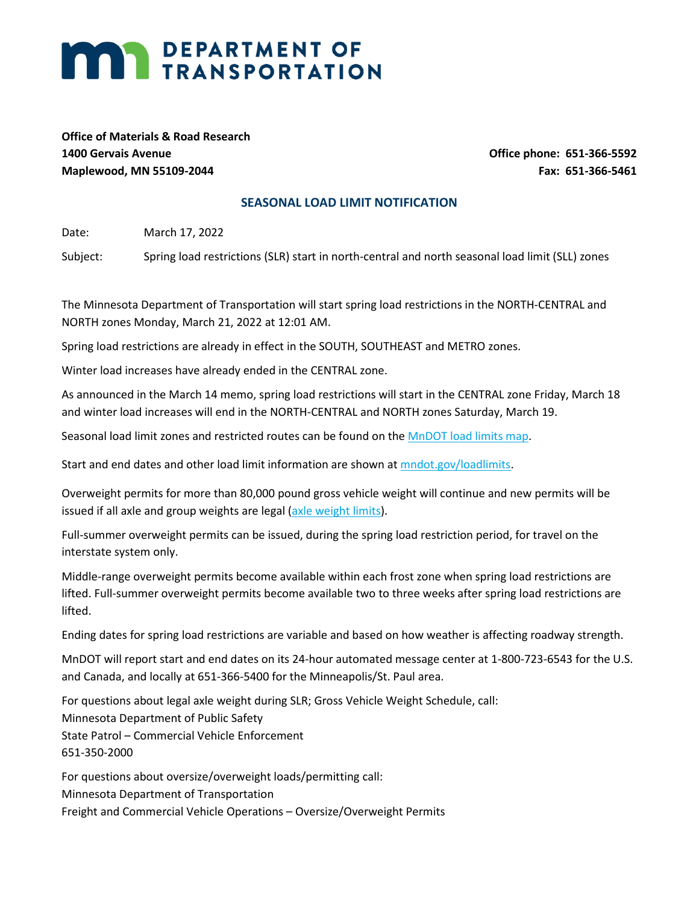# DEPARTMENT OF TRANSPORTATION

**Office of Materials & Road Research**
**1400 Gervais Avenue**
**Maplewood, MN 55109-2044**

**Office phone: 651-366-5592**
**Fax: 651-366-5461**

## SEASONAL LOAD LIMIT NOTIFICATION

Date: March 17, 2022

Subject: Spring load restrictions (SLR) start in north-central and north seasonal load limit (SLL) zones

The Minnesota Department of Transportation will start spring load restrictions in the NORTH-CENTRAL and NORTH zones Monday, March 21, 2022 at 12:01 AM.

Spring load restrictions are already in effect in the SOUTH, SOUTHEAST and METRO zones.

Winter load increases have already ended in the CENTRAL zone.

As announced in the March 14 memo, spring load restrictions will start in the CENTRAL zone Friday, March 18 and winter load increases will end in the NORTH-CENTRAL and NORTH zones Saturday, March 19.

Seasonal load limit zones and restricted routes can be found on the [MnDOT load limits map](#).

Start and end dates and other load limit information are shown at [mndot.gov/loadlimits](#).

Overweight permits for more than 80,000 pound gross vehicle weight will continue and new permits will be issued if all axle and group weights are legal ([axle weight limits](#)).

Full-summer overweight permits can be issued, during the spring load restriction period, for travel on the interstate system only.

Middle-range overweight permits become available within each frost zone when spring load restrictions are lifted. Full-summer overweight permits become available two to three weeks after spring load restrictions are lifted.

Ending dates for spring load restrictions are variable and based on how weather is affecting roadway strength.

MnDOT will report start and end dates on its 24-hour automated message center at 1-800-723-6543 for the U.S. and Canada, and locally at 651-366-5400 for the Minneapolis/St. Paul area.

For questions about legal axle weight during SLR; Gross Vehicle Weight Schedule, call:
Minnesota Department of Public Safety
State Patrol – Commercial Vehicle Enforcement
651-350-2000

For questions about oversize/overweight loads/permitting call:
Minnesota Department of Transportation
Freight and Commercial Vehicle Operations – Oversize/Overweight Permits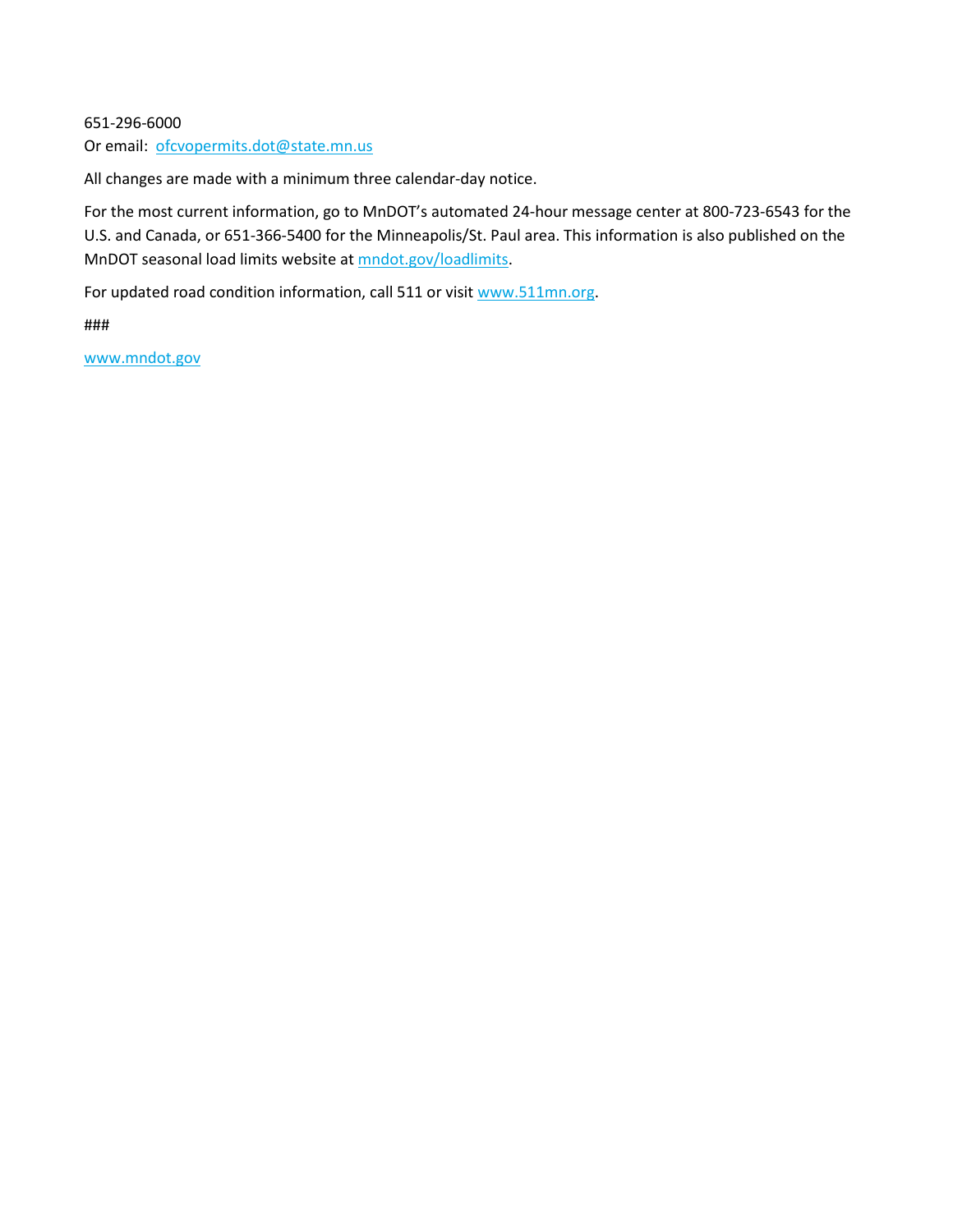651-296-6000
Or email: ofcvopermits.dot@state.mn.us

All changes are made with a minimum three calendar-day notice.

For the most current information, go to MnDOT's automated 24-hour message center at 800-723-6543 for the U.S. and Canada, or 651-366-5400 for the Minneapolis/St. Paul area. This information is also published on the MnDOT seasonal load limits website at mndot.gov/loadlimits.

For updated road condition information, call 511 or visit www.511mn.org.

###

www.mndot.gov